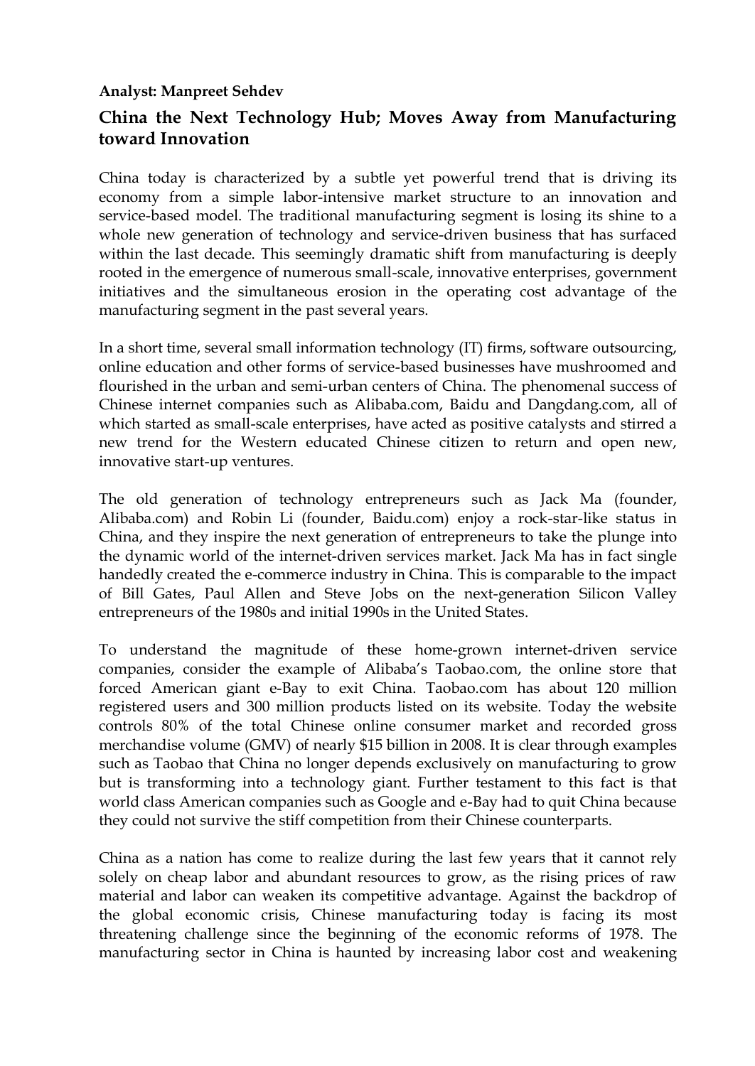**Analyst: Manpreet Sehdev**

## China the Next Technology Hub; Moves Away from Manufacturing toward Innovation

China today is characterized by a subtle yet powerful trend that is driving its economy from a simple labor-intensive market structure to an innovation and service-based model. The traditional manufacturing segment is losing its shine to a whole new generation of technology and service-driven business that has surfaced within the last decade. This seemingly dramatic shift from manufacturing is deeply rooted in the emergence of numerous small-scale, innovative enterprises, government initiatives and the simultaneous erosion in the operating cost advantage of the manufacturing segment in the past several years.

In a short time, several small information technology (IT) firms, software outsourcing, online education and other forms of service-based businesses have mushroomed and flourished in the urban and semi-urban centers of China. The phenomenal success of Chinese internet companies such as Alibaba.com, Baidu and Dangdang.com, all of which started as small-scale enterprises, have acted as positive catalysts and stirred a new trend for the Western educated Chinese citizen to return and open new, innovative start-up ventures.

The old generation of technology entrepreneurs such as Jack Ma (founder, Alibaba.com) and Robin Li (founder, Baidu.com) enjoy a rock-star-like status in China, and they inspire the next generation of entrepreneurs to take the plunge into the dynamic world of the internet-driven services market. Jack Ma has in fact single handedly created the e-commerce industry in China. This is comparable to the impact of Bill Gates, Paul Allen and Steve Jobs on the next-generation Silicon Valley entrepreneurs of the 1980s and initial 1990s in the United States.

To understand the magnitude of these home-grown internet-driven service companies, consider the example of Alibaba's Taobao.com, the online store that forced American giant e-Bay to exit China. Taobao.com has about 120 million registered users and 300 million products listed on its website. Today the website controls 80% of the total Chinese online consumer market and recorded gross merchandise volume (GMV) of nearly $15 billion in 2008. It is clear through examples such as Taobao that China no longer depends exclusively on manufacturing to grow but is transforming into a technology giant. Further testament to this fact is that world class American companies such as Google and e-Bay had to quit China because they could not survive the stiff competition from their Chinese counterparts.

China as a nation has come to realize during the last few years that it cannot rely solely on cheap labor and abundant resources to grow, as the rising prices of raw material and labor can weaken its competitive advantage. Against the backdrop of the global economic crisis, Chinese manufacturing today is facing its most threatening challenge since the beginning of the economic reforms of 1978. The manufacturing sector in China is haunted by increasing labor cost and weakening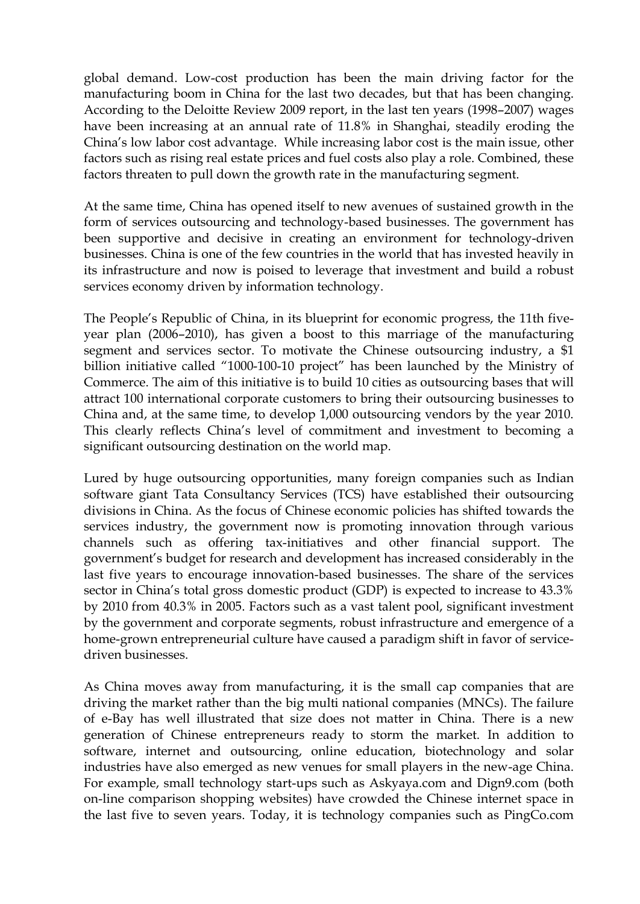global demand. Low-cost production has been the main driving factor for the manufacturing boom in China for the last two decades, but that has been changing. According to the Deloitte Review 2009 report, in the last ten years (1998–2007) wages have been increasing at an annual rate of 11.8% in Shanghai, steadily eroding the China's low labor cost advantage. While increasing labor cost is the main issue, other factors such as rising real estate prices and fuel costs also play a role. Combined, these factors threaten to pull down the growth rate in the manufacturing segment.

At the same time, China has opened itself to new avenues of sustained growth in the form of services outsourcing and technology-based businesses. The government has been supportive and decisive in creating an environment for technology-driven businesses. China is one of the few countries in the world that has invested heavily in its infrastructure and now is poised to leverage that investment and build a robust services economy driven by information technology.

The People's Republic of China, in its blueprint for economic progress, the 11th five-year plan (2006–2010), has given a boost to this marriage of the manufacturing segment and services sector. To motivate the Chinese outsourcing industry, a $1 billion initiative called "1000-100-10 project" has been launched by the Ministry of Commerce. The aim of this initiative is to build 10 cities as outsourcing bases that will attract 100 international corporate customers to bring their outsourcing businesses to China and, at the same time, to develop 1,000 outsourcing vendors by the year 2010. This clearly reflects China's level of commitment and investment to becoming a significant outsourcing destination on the world map.

Lured by huge outsourcing opportunities, many foreign companies such as Indian software giant Tata Consultancy Services (TCS) have established their outsourcing divisions in China. As the focus of Chinese economic policies has shifted towards the services industry, the government now is promoting innovation through various channels such as offering tax-initiatives and other financial support. The government's budget for research and development has increased considerably in the last five years to encourage innovation-based businesses. The share of the services sector in China's total gross domestic product (GDP) is expected to increase to 43.3% by 2010 from 40.3% in 2005. Factors such as a vast talent pool, significant investment by the government and corporate segments, robust infrastructure and emergence of a home-grown entrepreneurial culture have caused a paradigm shift in favor of service-driven businesses.

As China moves away from manufacturing, it is the small cap companies that are driving the market rather than the big multi national companies (MNCs). The failure of e-Bay has well illustrated that size does not matter in China. There is a new generation of Chinese entrepreneurs ready to storm the market. In addition to software, internet and outsourcing, online education, biotechnology and solar industries have also emerged as new venues for small players in the new-age China. For example, small technology start-ups such as Askyaya.com and Dign9.com (both on-line comparison shopping websites) have crowded the Chinese internet space in the last five to seven years. Today, it is technology companies such as PingCo.com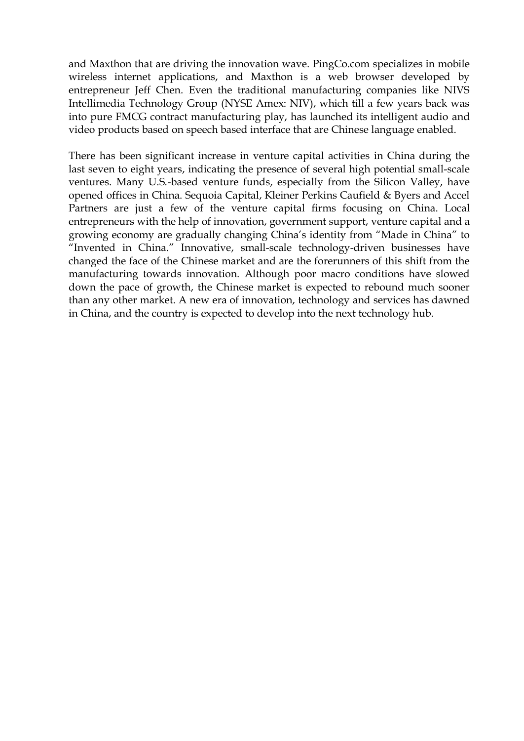and Maxthon that are driving the innovation wave. PingCo.com specializes in mobile wireless internet applications, and Maxthon is a web browser developed by entrepreneur Jeff Chen. Even the traditional manufacturing companies like NIVS Intellimedia Technology Group (NYSE Amex: NIV), which till a few years back was into pure FMCG contract manufacturing play, has launched its intelligent audio and video products based on speech based interface that are Chinese language enabled.

There has been significant increase in venture capital activities in China during the last seven to eight years, indicating the presence of several high potential small-scale ventures. Many U.S.-based venture funds, especially from the Silicon Valley, have opened offices in China. Sequoia Capital, Kleiner Perkins Caufield & Byers and Accel Partners are just a few of the venture capital firms focusing on China. Local entrepreneurs with the help of innovation, government support, venture capital and a growing economy are gradually changing China's identity from "Made in China" to "Invented in China." Innovative, small-scale technology-driven businesses have changed the face of the Chinese market and are the forerunners of this shift from the manufacturing towards innovation. Although poor macro conditions have slowed down the pace of growth, the Chinese market is expected to rebound much sooner than any other market. A new era of innovation, technology and services has dawned in China, and the country is expected to develop into the next technology hub.